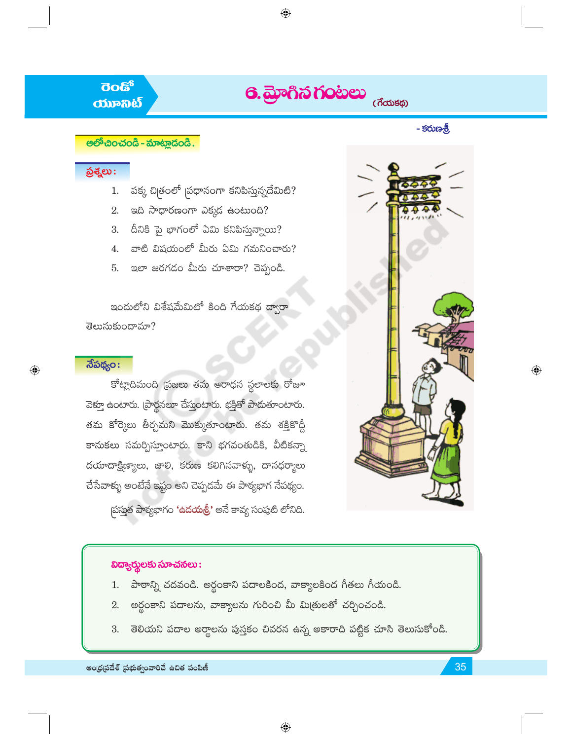రెండో యూనిట్

# 6. మ్రోగిన గంటలు (గేయకథ)

- కరుణశ్రీ

**ఆలోచించండి - మాట్లాడండి.**

**ప్రశ్నలు :**

1. పక్క చిత్రంలో ప్రధానంగా కనిపిస్తున్నదేమిటి?
2. ఇది సాధారణంగా ఎక్కడ ఉంటుంది?
3. దీనికి పై భాగంలో ఏమి కనిపిస్తున్నాయి?
4. వాటి విషయంలో మీరు ఏమి గమనించారు?
5. ఇలా జరగడం మీరు చూశారా? చెప్పండి.

ఇందులోని విశేషమేమిటో కింది గేయకథ ద్వారా తెలుసుకుందామా?

**నేపథ్యం :**

కోట్లాదిమంది ప్రజలు తమ ఆరాధన స్థలాలకు రోజూ వెళ్తూ ఉంటారు. ప్రార్థనలూ చేస్తుంటారు. భక్తితో పాడుతూంటారు. తమ కోర్కెలు తీర్చమని మొక్కుతూంటారు. తమ శక్తికొద్దీ కానుకలు సమర్పిస్తూంటారు. కాని భగవంతుడికి, వీటికన్నా దయాదాక్షిణ్యాలు, జాలి, కరుణ కలిగినవాళ్ళు, దానధర్మాలు చేసేవాళ్ళు అంటేనే ఇష్టం అని చెప్పడమే ఈ పాఠ్యభాగ నేపథ్యం.

ప్రస్తుత పాఠ్యభాగం **'ఉదయశ్రీ'** అనే కావ్య సంపుటి లోనిది.

**విద్యార్థులకు సూచనలు :**

1. పాఠాన్ని చదవండి. అర్థంకాని పదాలకింద, వాక్యాలకింద గీతలు గీయండి.
2. అర్థంకాని పదాలను, వాక్యాలను గురించి మీ మిత్రులతో చర్చించండి.
3. తెలియని పదాల అర్థాలను పుస్తకం చివరన ఉన్న అకారాది పట్టిక చూసి తెలుసుకోండి.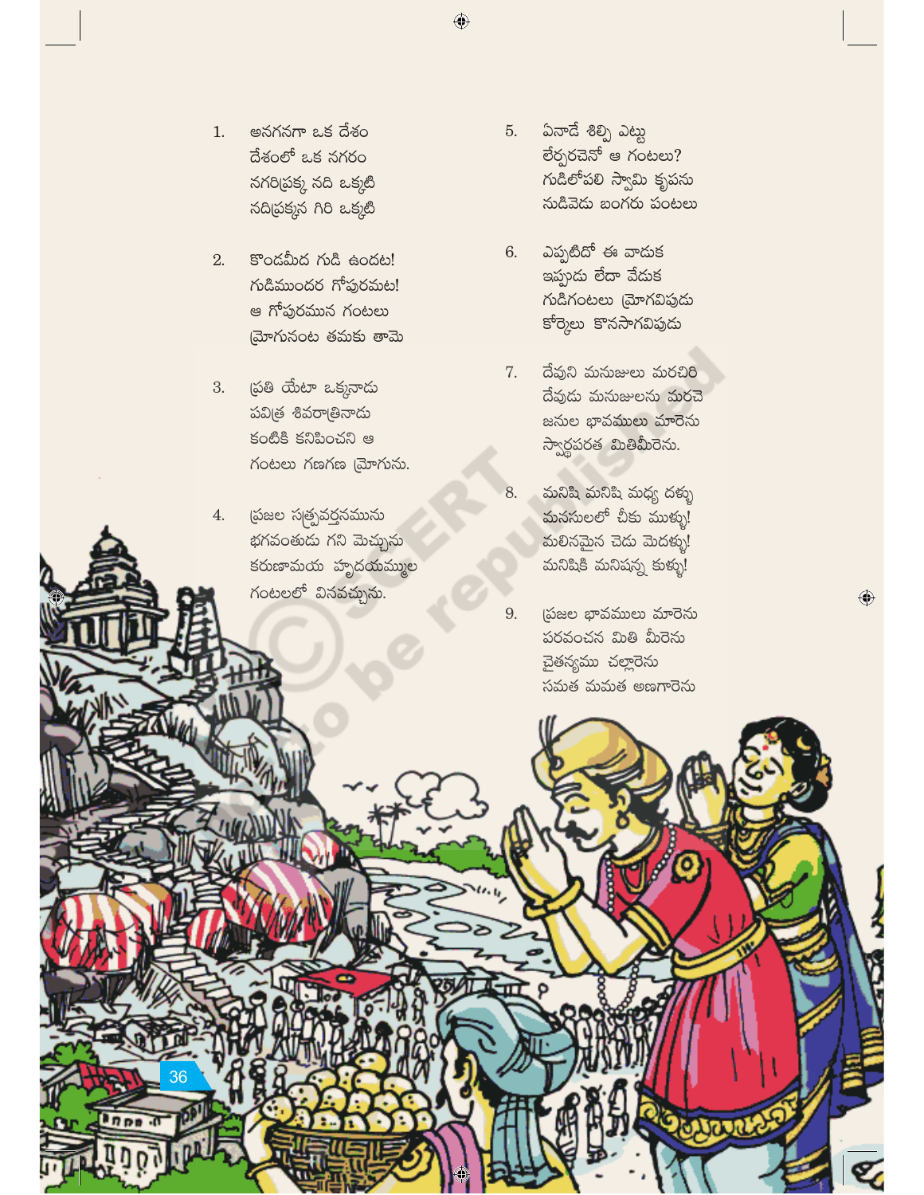1. అనగనగా ఒక దేశం
దేశంలో ఒక నగరం
నగరిప్రక్క నది ఒక్కటి
నదిప్రక్కన గిరి ఒక్కటి

2. కొండమీద గుడి ఉందట!
గుడిముందర గోపురమట!
ఆ గోపురమున గంటలు
మ్రోగునంట తమకు తామె

3. ప్రతి యేటా ఒక్కనాడు
పవిత్ర శివరాత్రినాడు
కంటికి కనిపించని ఆ
గంటలు గణగణ మ్రోగును.

4. ప్రజల సత్ప్రవర్తనమును
భగవంతుడు గని మెచ్చును
కరుణామయ హృదయమ్ముల
గంటలలో వినవచ్చును.

5. ఏనాడే శిల్పి ఎట్టు
లేర్పరచెనో ఆ గంటలు?
గుడిలోపలి స్వామి కృపను
నుడివెడు బంగరు పంటలు

6. ఎప్పటిదో ఈ వాడుక
ఇప్పుడు లేదా వేడుక
గుడిగంటలు మ్రోగవిపుడు
కోర్కెలు కొనసాగవిపుడు

7. దేవుని మనుజులు మరచిరి
దేవుడు మనుజులను మరచె
జనుల భావములు మారెను
స్వార్థపరత మితిమీరెను.

8. మనిషి మనిషి మధ్య దళ్ళు
మనసులలో చీకు ముళ్ళు!
మలినమైన చెడు మెదళ్ళు!
మనిషికి మనిషన్న కుళ్ళు!

9. ప్రజల భావములు మారెను
పరవంచన మితి మీరెను
చైతన్యము చల్లారెను
సమత మమత అణగారెను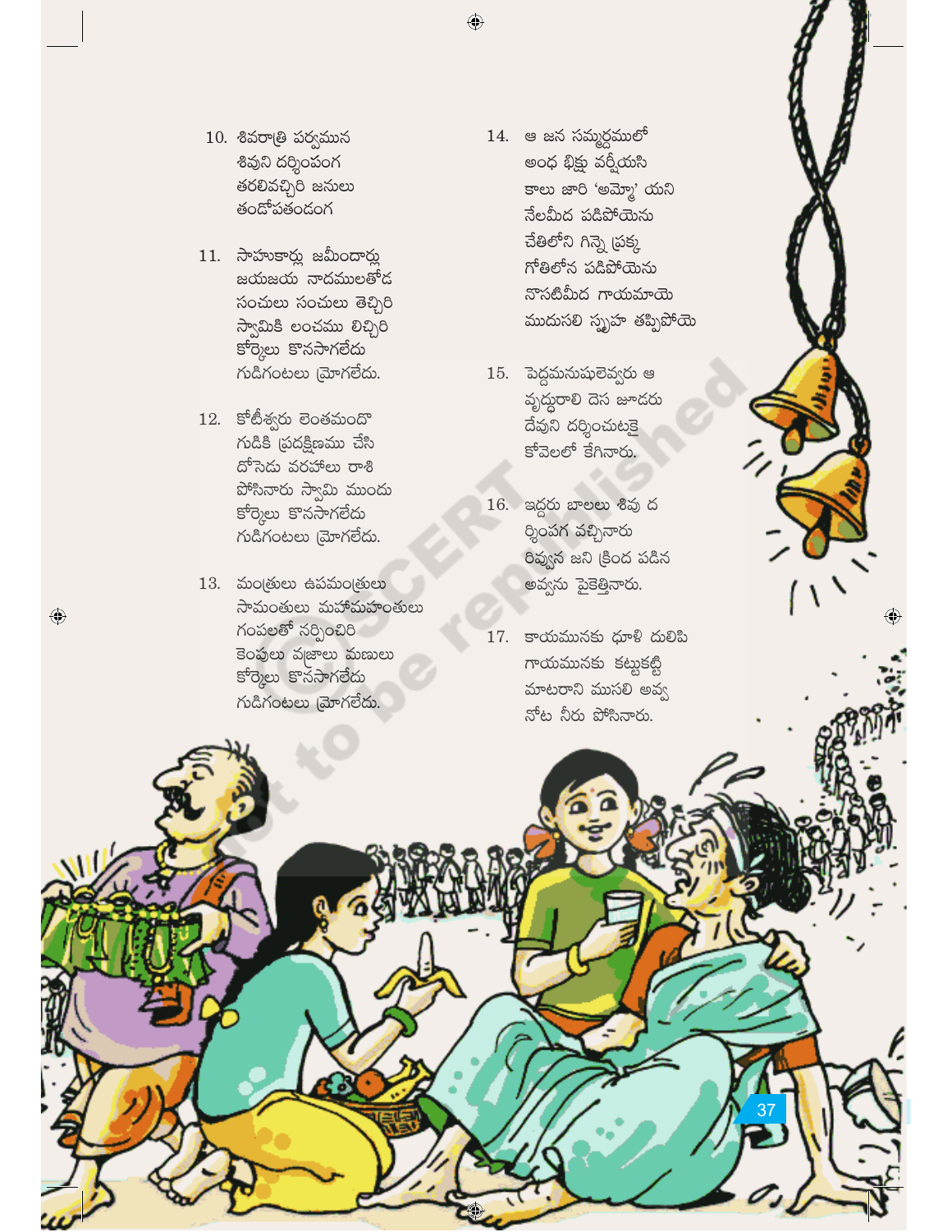10. శివరాత్రి పర్వమున
    శివుని దర్శింపంగ
    తరలివచ్చిరి జనులు
    తండోపతండంగ

11. సాహుకార్లు జమీందార్లు
    జయజయ నాదములతోడ
    సంచులు సంచులు తెచ్చిరి
    స్వామికి లంచము లిచ్చిరి
    కోర్కెలు కొనసాగలేదు
    గుడిగంటలు మ్రోగలేదు.

12. కోటీశ్వరు లెంతమందో
    గుడికి ప్రదక్షిణము చేసి
    దోసెడు వరహాలు రాశి
    పోసినారు స్వామి ముందు
    కోర్కెలు కొనసాగలేదు
    గుడిగంటలు మ్రోగలేదు.

13. మంత్రులు ఉపమంత్రులు
    సామంతులు మహామహంతులు
    గంపలతో నర్పించిరి
    కెంపులు వజ్రాలు మణులు
    కోర్కెలు కొనసాగలేదు
    గుడిగంటలు మ్రోగలేదు.

14. ఆ జన సమ్మర్దములో
    అంధ భిక్షు వర్షీయసి
    కాలు జారి 'అమ్మో' యని
    నేలమీద పడిపోయెను
    చేతిలోని గిన్నె ప్రక్క
    గోతిలోన పడిపోయెను
    నొసటిమీద గాయమాయె
    ముదుసలి స్పృహ తప్పిపోయె

15. పెద్దమనుషులెవ్వరు ఆ
    వృద్ధురాలి దెస జూడరు
    దేవుని దర్శించుటకై
    కోవెలలో కేగినారు.

16. ఇద్దరు బాలలు శివు ద
    ర్శింపగ వచ్చినారు
    రివ్వున జని క్రింద పడిన
    అవ్వను పైకెత్తినారు.

17. కాయమునకు ధూళి దులిపి
    గాయమునకు కట్టుకట్టి
    మాటరాని ముసలి అవ్వ
    నోట నీరు పోసినారు.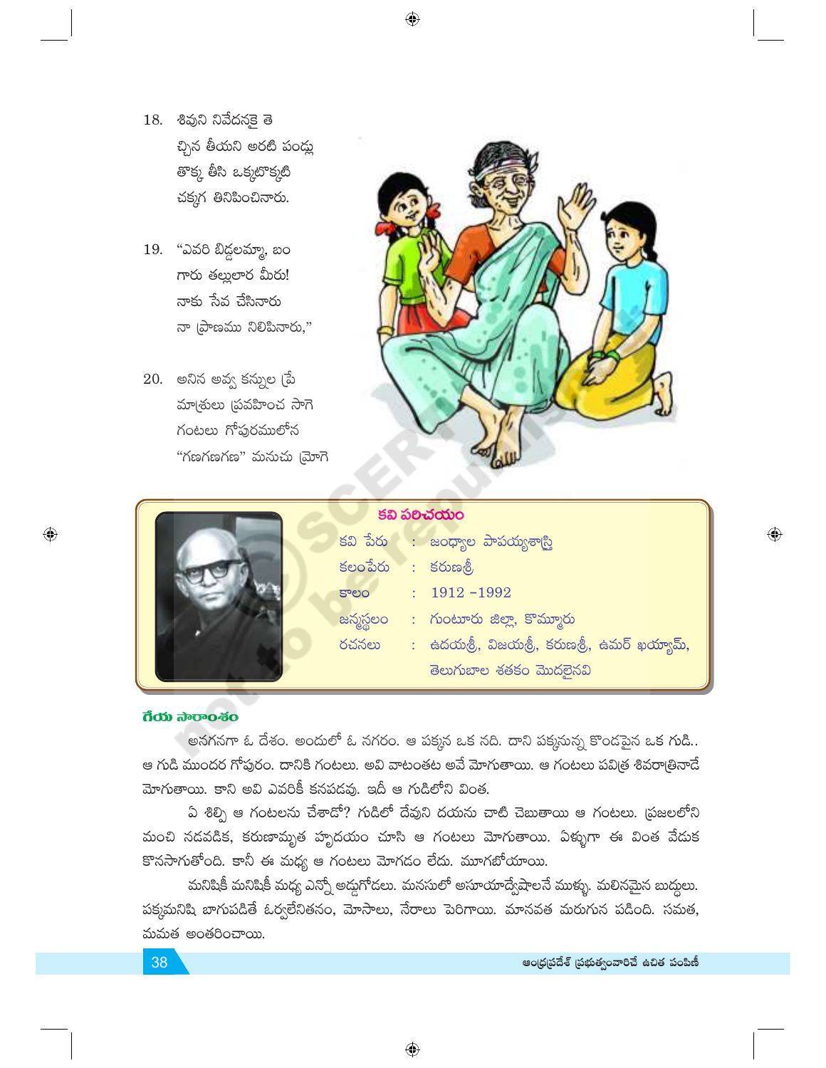18. శివుని నివేదనకై తె
చ్చిన తీయని అరటి పండ్లు
తొక్క తీసి ఒక్కటొక్కటి
చక్కగ తినిపించినారు.

19. "ఎవరి బిడ్డలమ్మా, బం
గారు తల్లులార మీరు!
నాకు సేవ చేసినారు
నా ప్రాణము నిలిపినారు,"

20. అనిన అవ్వ కన్నుల ప్రే
మాశ్రులు ప్రవహించ సాగె
గంటలు గోపురములోన
"గణగణగణ" మనుచు మ్రోగె

### కవి పరిచయం

| | | |
|---|---|---|
| కవి పేరు | : | జంధ్యాల పాపయ్యశాస్త్రి |
| కలంపేరు | : | కరుణశ్రీ |
| కాలం | : | 1912 –1992 |
| జన్మస్థలం | : | గుంటూరు జిల్లా, కొమ్మూరు |
| రచనలు | : | ఉదయశ్రీ, విజయశ్రీ, కరుణశ్రీ, ఉమర్ ఖయ్యామ్, తెలుగుబాల శతకం మొదలైనవి |

### గేయ సారాంశం

అనగనగా ఓ దేశం. అందులో ఓ నగరం. ఆ పక్కన ఒక నది. దాని పక్కనున్న కొండపైన ఒక గుడి.. ఆ గుడి ముందర గోపురం. దానికి గంటలు. అవి వాటంతట అవే మోగుతాయి. ఆ గంటలు పవిత్ర శివరాత్రినాడే మోగుతాయి. కాని అవి ఎవరికీ కనపడవు. ఇదీ ఆ గుడిలోని వింత.

ఏ శిల్పి ఆ గంటలను చేశాడో? గుడిలో దేవుని దయను చాటి చెబుతాయి ఆ గంటలు. ప్రజలలోని మంచి నడవడిక, కరుణామృత హృదయం చూసి ఆ గంటలు మోగుతాయి. ఏళ్ళుగా ఈ వింత వేడుక కొనసాగుతోంది. కానీ ఈ మధ్య ఆ గంటలు మోగడం లేదు. మూగబోయాయి.

మనిషికీ మనిషికీ మధ్య ఎన్నో అడ్డుగోడలు. మనసులో అసూయాద్వేషాలనే ముళ్ళు. మలినమైన బుద్ధులు. పక్కమనిషి బాగుపడితే ఓర్వలేనితనం, మోసాలు, నేరాలు పెరిగాయి. మానవత మరుగున పడింది. సమత, మమత అంతరించాయి.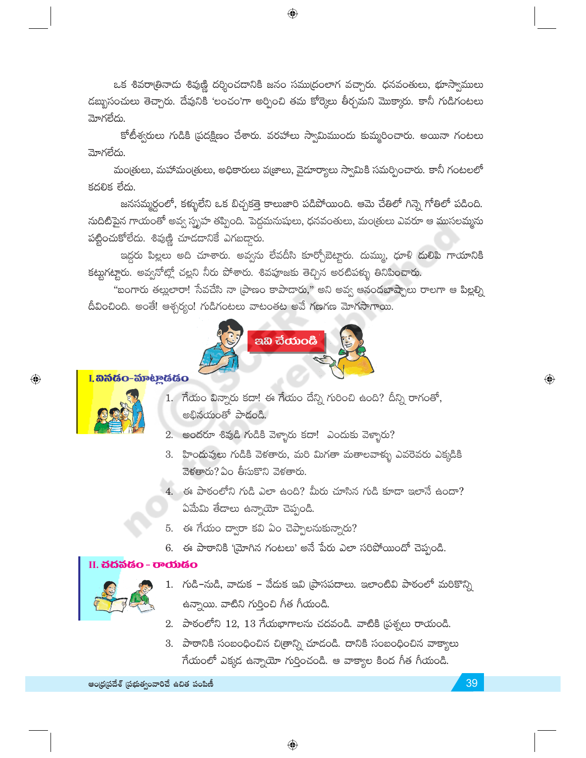ఒక శివరాత్రినాడు శివుణ్ణి దర్శించడానికి జనం సముద్రంలాగ వచ్చారు. ధనవంతులు, భూస్వాములు డబ్బుసంచులు తెచ్చారు. దేవునికి 'లంచం'గా అర్పించి తమ కోర్కెలు తీర్చమని మొక్కారు. కానీ గుడిగంటలు మోగలేదు.

కోటీశ్వరులు గుడికి ప్రదక్షిణం చేశారు. వరహాలు స్వామిముందు కుమ్మరించారు. అయినా గంటలు మోగలేదు.

మంత్రులు, మహామంత్రులు, అధికారులు వజ్రాలు, వైడూర్యాలు స్వామికి సమర్పించారు. కానీ గంటలలో కదలిక లేదు.

జనసమ్మర్దంలో, కళ్ళులేని ఒక బిచ్చకత్తె కాలుజారి పడిపోయింది. ఆమె చేతిలో గిన్నె గోతిలో పడింది. నుదిటిపైన గాయంతో అవ్వ స్పృహ తప్పింది. పెద్దమనుషులు, ధనవంతులు, మంత్రులు ఎవరూ ఆ ముసలమ్మను పట్టించుకోలేదు. శివుణ్ణి చూడడానికే ఎగబడ్డారు.

ఇద్దరు పిల్లలు అది చూశారు. అవ్వను లేవదీసి కూర్చోబెట్టారు. దుమ్ము, ధూళి దులిపి గాయానికి కట్టుగట్టారు. అవ్వనోట్లో చల్లని నీరు పోశారు. శివపూజకు తెచ్చిన అరటిపళ్ళు తినిపించారు.

"బంగారు తల్లులారా! సేవచేసి నా ప్రాణం కాపాడారు," అని అవ్వ ఆనందబాష్పాలు రాలగా ఆ పిల్లల్ని దీవించింది. అంతే! ఆశ్చర్యం! గుడిగంటలు వాటంతట అవే గణగణ మోగసాగాయి.

## ఇవి చేయండి

### I. వినడం-మాట్లాడడం

1. గేయం విన్నారు కదా! ఈ గేయం దేన్ని గురించి ఉంది? దీన్ని రాగంతో, అభినయంతో పాడండి.
2. అందరూ శివుడి గుడికి వెళ్ళారు కదా! ఎందుకు వెళ్ళారు?
3. హిందువులు గుడికి వెళతారు, మరి మిగతా మతాలవాళ్ళు ఎవరెవరు ఎక్కడికి వెళతారు? ఏం తీసుకొని వెళతారు.
4. ఈ పాఠంలోని గుడి ఎలా ఉంది? మీరు చూసిన గుడి కూడా ఇలానే ఉందా? ఏవేమి తేడాలు ఉన్నాయో చెప్పండి.
5. ఈ గేయం ద్వారా కవి ఏం చెప్పాలనుకున్నారు?
6. ఈ పాఠానికి 'మోగిన గంటలు' అనే పేరు ఎలా సరిపోయిందో చెప్పండి.

### II. చదవడం - రాయడం

1. గుడి-నుడి, వాడుక - వేడుక ఇవి ప్రాసపదాలు. ఇలాంటివి పాఠంలో మరికొన్ని ఉన్నాయి. వాటిని గుర్తించి గీత గీయండి.
2. పాఠంలోని 12, 13 గేయభాగాలను చదవండి. వాటికి ప్రశ్నలు రాయండి.
3. పాఠానికి సంబంధించిన చిత్రాన్ని చూడండి. దానికి సంబంధించిన వాక్యాలు గేయంలో ఎక్కడ ఉన్నాయో గుర్తించండి. ఆ వాక్యాల కింద గీత గీయండి.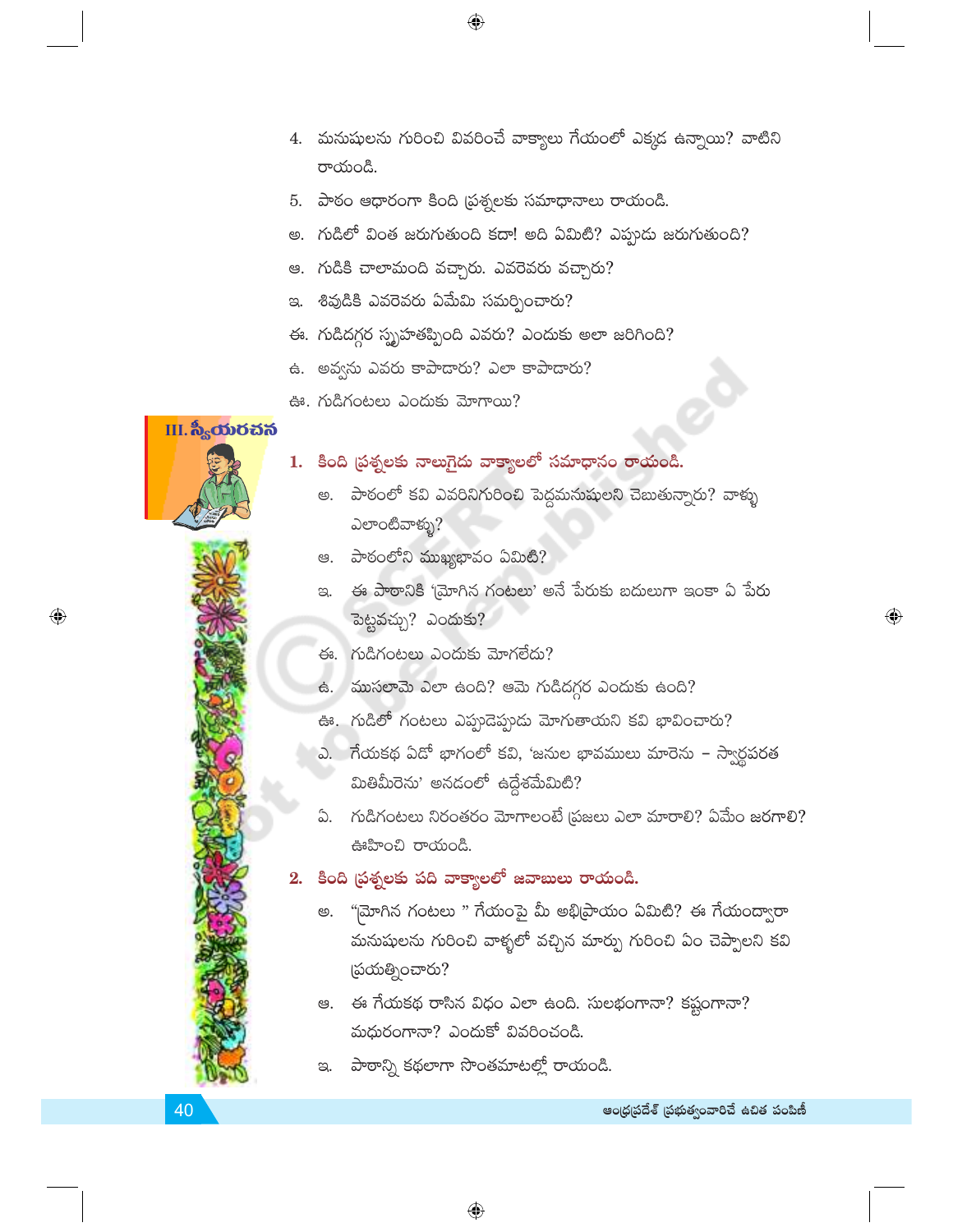4. మనుషులను గురించి వివరించే వాక్యాలు గేయంలో ఎక్కడ ఉన్నాయి? వాటిని రాయండి.

5. పాఠం ఆధారంగా కింది ప్రశ్నలకు సమాధానాలు రాయండి.

అ. గుడిలో వింత జరుగుతుంది కదా! అది ఏమిటి? ఎప్పుడు జరుగుతుంది?

ఆ. గుడికి చాలామంది వచ్చారు. ఎవరెవరు వచ్చారు?

ఇ. శివుడికి ఎవరెవరు ఏమేమి సమర్పించారు?

ఈ. గుడిదగ్గర స్పృహతప్పింది ఎవరు? ఎందుకు అలా జరిగింది?

ఉ. అవ్వను ఎవరు కాపాడారు? ఎలా కాపాడారు?

ఊ. గుడిగంటలు ఎందుకు మోగాయి?

## III. స్వీయరచన

**1. కింది ప్రశ్నలకు నాలుగైదు వాక్యాలలో సమాధానం రాయండి.**

అ. పాఠంలో కవి ఎవరినిగురించి పెద్దమనుషులని చెబుతున్నారు? వాళ్ళు ఎలాంటివాళ్ళు?

ఆ. పాఠంలోని ముఖ్యభావం ఏమిటి?

ఇ. ఈ పాఠానికి 'మ్రోగిన గంటలు' అనే పేరుకు బదులుగా ఇంకా ఏ పేరు పెట్టవచ్చు? ఎందుకు?

ఈ. గుడిగంటలు ఎందుకు మోగలేదు?

ఉ. ముసలామె ఎలా ఉంది? ఆమె గుడిదగ్గర ఎందుకు ఉంది?

ఊ. గుడిలో గంటలు ఎప్పుడెప్పుడు మోగుతాయని కవి భావించారు?

ఎ. గేయకథ ఏడో భాగంలో కవి, 'జనుల భావములు మారెను – స్వార్థపరత మితిమీరెను' అనడంలో ఉద్దేశమేమిటి?

ఏ. గుడిగంటలు నిరంతరం మోగాలంటే ప్రజలు ఎలా మారాలి? ఏమేం జరగాలి? ఊహించి రాయండి.

**2. కింది ప్రశ్నలకు పది వాక్యాలలో జవాబులు రాయండి.**

అ. "మ్రోగిన గంటలు " గేయంపై మీ అభిప్రాయం ఏమిటి? ఈ గేయంద్వారా మనుషులను గురించి వాళ్ళలో వచ్చిన మార్పు గురించి ఏం చెప్పాలని కవి ప్రయత్నించారు?

ఆ. ఈ గేయకథ రాసిన విధం ఎలా ఉంది. సులభంగానా? కష్టంగానా? మధురంగానా? ఎందుకో వివరించండి.

ఇ. పాఠాన్ని కథలాగా సొంతమాటల్లో రాయండి.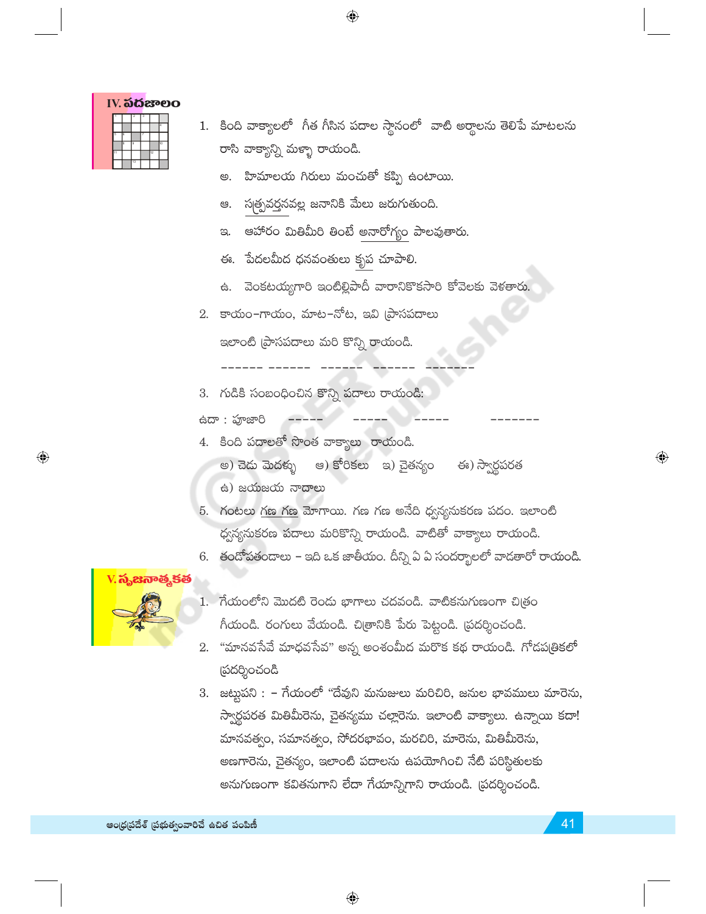## IV. పదజాలం

1. కింది వాక్యాలలో గీత గీసిన పదాల స్థానంలో వాటి అర్థాలను తెలిపే మాటలను రాసి వాక్యాన్ని మళ్ళా రాయండి.

   అ. హిమాలయ గిరులు మంచుతో కప్పి ఉంటాయి.

   ఆ. సత్ప్రవర్తనవల్ల జనానికి మేలు జరుగుతుంది.

   ఇ. ఆహారం మితిమీరి తింటే అనారోగ్యం పాలవుతారు.

   ఈ. పేదలమీద ధనవంతులు కృప చూపాలి.

   ఉ. వెంకటయ్యగారి ఇంటిల్లిపాదీ వారానికొకసారి కోవెలకు వెళతారు.

2. కాయం–గాయం, మాట–నోట, ఇవి ప్రాసపదాలు

   ఇలాంటి ప్రాసపదాలు మరి కొన్ని రాయండి.

   ------ ------ ------ ------ -------

3. గుడికి సంబంధించిన కొన్ని పదాలు రాయండి:

   ఉదా : పూజారి ----- ----- ----- -------

4. కింది పదాలతో సొంత వాక్యాలు రాయండి.

   అ) చెడు మెదళ్ళు ఆ) కోరికలు ఇ) చైతన్యం ఈ) స్వార్థపరత

   ఉ) జయజయ నాదాలు

5. గంటలు గణ గణ మోగాయి. గణ గణ అనేది ధ్వన్యనుకరణ పదం. ఇలాంటి ధ్వన్యనుకరణ పదాలు మరికొన్ని రాయండి. వాటితో వాక్యాలు రాయండి.

6. తండోపతండాలు – ఇది ఒక జాతీయం. దీన్ని ఏ ఏ సందర్భాలలో వాడతారో రాయండి.

## V. సృజనాత్మకత

1. గేయంలోని మొదటి రెండు భాగాలు చదవండి. వాటికనుగుణంగా చిత్రం గీయండి. రంగులు వేయండి. చిత్రానికి పేరు పెట్టండి. ప్రదర్శించండి.

2. "మానవసేవే మాధవసేవ" అన్న అంశంమీద మరొక కథ రాయండి. గోడపత్రికలో ప్రదర్శించండి

3. జట్టుపని : – గేయంలో "దేవుని మనుజులు మరిచిరి, జనుల భావములు మారెను, స్వార్థపరత మితిమీరెను, చైతన్యము చల్లారెను. ఇలాంటి వాక్యాలు ఉన్నాయి కదా! మానవత్వం, సమానత్వం, సోదరభావం, మరచిరి, మారెను, మితిమీరెను, అణగారెను, చైతన్యం, ఇలాంటి పదాలను ఉపయోగించి నేటి పరిస్థితులకు అనుగుణంగా కవితనుగాని లేదా గేయాన్నిగాని రాయండి. ప్రదర్శించండి.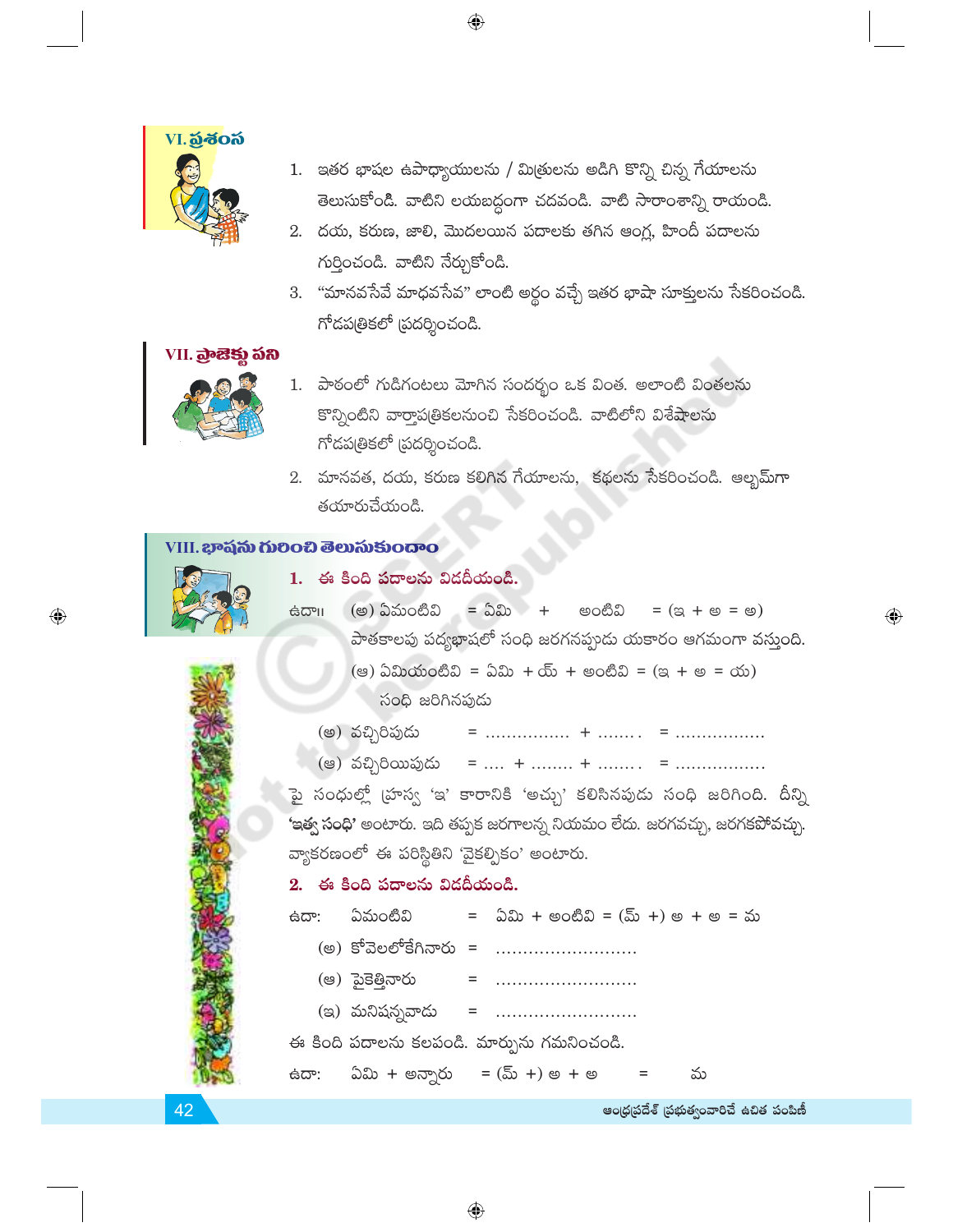## VI. ప్రశంస

1. ఇతర భాషల ఉపాధ్యాయులను / మిత్రులను అడిగి కొన్ని చిన్న గేయాలను తెలుసుకోండి. వాటిని లయబద్ధంగా చదవండి. వాటి సారాంశాన్ని రాయండి.
2. దయ, కరుణ, జాలి, మొదలయిన పదాలకు తగిన ఆంగ్ల, హిందీ పదాలను గుర్తించండి. వాటిని నేర్చుకోండి.
3. "మానవసేవే మాధవసేవ" లాంటి అర్థం వచ్చే ఇతర భాషా సూక్తులను సేకరించండి. గోడపత్రికలో ప్రదర్శించండి.

## VII. ప్రాజెక్టు పని

1. పాఠంలో గుడిగంటలు మోగిన సందర్భం ఒక వింత. అలాంటి వింతలను కొన్నింటిని వార్తాపత్రికలనుంచి సేకరించండి. వాటిలోని విశేషాలను గోడపత్రికలో ప్రదర్శించండి.
2. మానవత, దయ, కరుణ కలిగిన గేయాలను, కథలను సేకరించండి. ఆల్బమ్‌గా తయారుచేయండి.

## VIII. భాషను గురించి తెలుసుకుందాం

**1. ఈ కింది పదాలను విడదీయండి.**

ఉదా॥ (అ) ఏమంటివి = ఏమి + అంటివి = (ఇ + అ = అ)

పాతకాలపు పద్యభాషలో సంధి జరగనప్పుడు యకారం ఆగమంగా వస్తుంది.

(ఆ) ఏమియంటివి = ఏమి + య్ + అంటివి = (ఇ + అ = య)

సంధి జరిగినపుడు

(అ) వచ్చిరిపుడు = ................ + ........ = .................

(ఆ) వచ్చిరియిపుడు = .... + ........ + ........ = .................

పై సంధుల్లో హ్రస్వ 'ఇ' కారానికి 'అచ్చు' కలిసినపుడు సంధి జరిగింది. దీన్ని **'ఇత్వ సంధి'** అంటారు. ఇది తప్పక జరగాలన్న నియమం లేదు. జరగవచ్చు, జరగకపోవచ్చు. వ్యాకరణంలో ఈ పరిస్థితిని 'వైకల్పికం' అంటారు.

**2. ఈ కింది పదాలను విడదీయండి.**

ఉదా: ఏమంటివి = ఏమి + అంటివి = (మ్ +) అ + అ = మ

(అ) కోవెలలోకేగినారు = ..........................

(ఆ) పైకెత్తినారు = ..........................

(ఇ) మనిషన్నవాడు = ..........................

ఈ కింది పదాలను కలపండి. మార్పును గమనించండి.

ఉదా: ఏమి + అన్నారు = (మ్ +) అ + అ = మ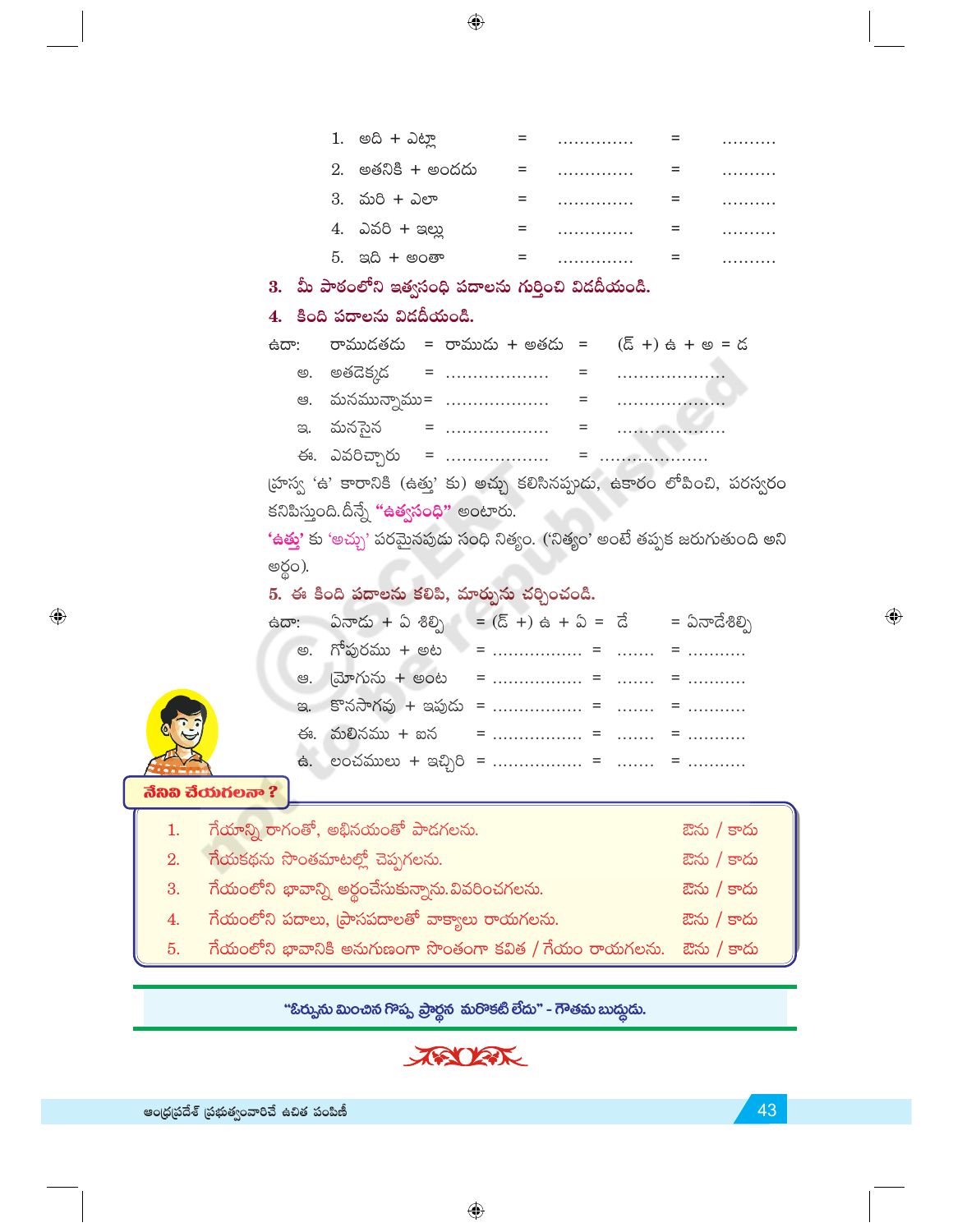1. అది + ఎట్లా = .............. = ..........
2. అతనికి + అందదు = .............. = ..........
3. మరి + ఎలా = .............. = ..........
4. ఎవరి + ఇల్లు = .............. = ..........
5. ఇది + అంతా = .............. = ..........

**3. మీ పాఠంలోని ఇత్వసంధి పదాలను గుర్తించి విడదీయండి.**

**4. కింది పదాలను విడదీయండి.**

ఉదా: రాముడతడు = రాముడు + అతడు = (డ్ +) ఉ + అ = డ

అ. అతడెక్కడ = ................... = ...................

ఆ. మనమున్నాము = ................... = ...................

ఇ. మనసైన = ................... = ...................

ఈ. ఎవరిచ్చారు = ................... = ...................

హ్రస్వ 'ఉ' కారానికి (ఉత్తు' కు) అచ్చు కలిసినప్పుడు, ఉకారం లోపించి, పరస్వరం కనిపిస్తుంది. దీన్నే **"ఉత్వసంధి"** అంటారు.

**'ఉత్తు'** కు **'అచ్చు'** పరమైనపుడు సంధి నిత్యం. ('నిత్యం' అంటే తప్పక జరుగుతుంది అని అర్థం).

**5. ఈ కింది పదాలను కలిపి, మార్పును చర్చించండి.**

ఉదా: ఏనాడు + ఏ శిల్పి = (డ్ +) ఉ + ఏ = డే = ఏనాడేశిల్పి

అ. గోపురము + అట = ................. = ....... = ...........

ఆ. మ్రోగును + అంట = ................. = ....... = ...........

ఇ. కొనసాగవు + ఇపుడు = ................. = ....... = ...........

ఈ. మలినము + ఐన = ................. = ....... = ...........

ఉ. లంచములు + ఇచ్చిరి = ................. = ....... = ...........

**నేనివి చేయగలనా ?**

| | | |
|---|---|---|
| 1. | గేయాన్ని రాగంతో, అభినయంతో పాడగలను. | ఔను / కాదు |
| 2. | గేయకథను సొంతమాటల్లో చెప్పగలను. | ఔను / కాదు |
| 3. | గేయంలోని భావాన్ని అర్థంచేసుకున్నాను. వివరించగలను. | ఔను / కాదు |
| 4. | గేయంలోని పదాలు, ప్రాసపదాలతో వాక్యాలు రాయగలను. | ఔను / కాదు |
| 5. | గేయంలోని భావానికి అనుగుణంగా సొంతంగా కవిత / గేయం రాయగలను. | ఔను / కాదు |

**"ఓర్పును మించిన గొప్ప ప్రార్థన మరొకటి లేదు" - గౌతమ బుద్ధుడు.**